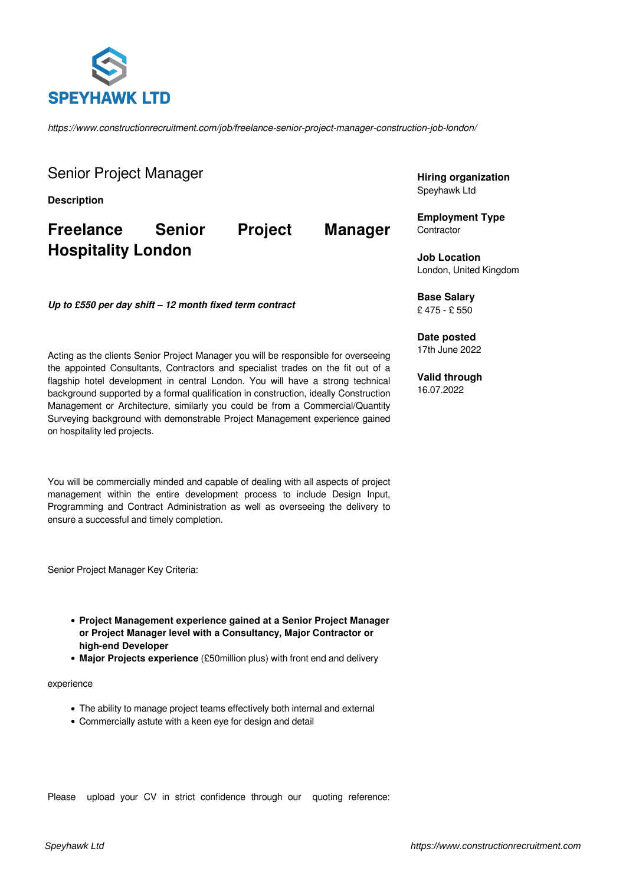SPEYHAWK LTD

*https://www.constructionrecruitment.com/job/freelance-senior-project-manager-construction-job-london/*

# Senior Project Manager

**Description**

## Freelance Senior Project Manager Hospitality London

***Up to £550 per day shift – 12 month fixed term contract***

Acting as the clients Senior Project Manager you will be responsible for overseeing the appointed Consultants, Contractors and specialist trades on the fit out of a flagship hotel development in central London. You will have a strong technical background supported by a formal qualification in construction, ideally Construction Management or Architecture, similarly you could be from a Commercial/Quantity Surveying background with demonstrable Project Management experience gained on hospitality led projects.

You will be commercially minded and capable of dealing with all aspects of project management within the entire development process to include Design Input, Programming and Contract Administration as well as overseeing the delivery to ensure a successful and timely completion.

Senior Project Manager Key Criteria:

- **Project Management experience gained at a Senior Project Manager or Project Manager level with a Consultancy, Major Contractor or high-end Developer**
- **Major Projects experience** (£50million plus) with front end and delivery

experience

- The ability to manage project teams effectively both internal and external
- Commercially astute with a keen eye for design and detail

Please upload your CV in strict confidence through our quoting reference:

**Hiring organization**
Speyhawk Ltd

**Employment Type**
Contractor

**Job Location**
London, United Kingdom

**Base Salary**
£ 475 - £ 550

**Date posted**
17th June 2022

**Valid through**
16.07.2022